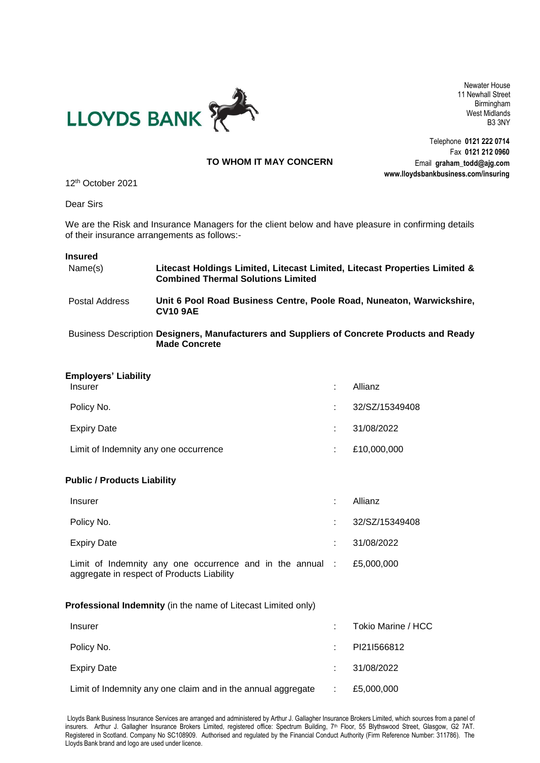LLOYDS BANK

Newater House
11 Newhall Street
Birmingham
West Midlands
B3 3NY

Telephone **0121 222 0714**
Fax **0121 212 0960**
Email **graham_todd@ajg.com**
**www.lloydsbankbusiness.com/insuring**

**TO WHOM IT MAY CONCERN**

12th October 2021

Dear Sirs

We are the Risk and Insurance Managers for the client below and have pleasure in confirming details of their insurance arrangements as follows:-

**Insured**

| | |
|---|---|
| Name(s) | **Litecast Holdings Limited, Litecast Limited, Litecast Properties Limited & Combined Thermal Solutions Limited** |
| Postal Address | **Unit 6 Pool Road Business Centre, Poole Road, Nuneaton, Warwickshire, CV10 9AE** |
| Business Description | **Designers, Manufacturers and Suppliers of Concrete Products and Ready Made Concrete** |

**Employers' Liability**

| | | |
|---|---|---|
| Insurer | : | Allianz |
| Policy No. | : | 32/SZ/15349408 |
| Expiry Date | : | 31/08/2022 |
| Limit of Indemnity any one occurrence | : | £10,000,000 |

**Public / Products Liability**

| | | |
|---|---|---|
| Insurer | : | Allianz |
| Policy No. | : | 32/SZ/15349408 |
| Expiry Date | : | 31/08/2022 |
| Limit of Indemnity any one occurrence and in the annual aggregate in respect of Products Liability | : | £5,000,000 |

**Professional Indemnity** (in the name of Litecast Limited only)

| | | |
|---|---|---|
| Insurer | : | Tokio Marine / HCC |
| Policy No. | : | PI21I566812 |
| Expiry Date | : | 31/08/2022 |
| Limit of Indemnity any one claim and in the annual aggregate | : | £5,000,000 |

Lloyds Bank Business Insurance Services are arranged and administered by Arthur J. Gallagher Insurance Brokers Limited, which sources from a panel of insurers. Arthur J. Gallagher Insurance Brokers Limited, registered office: Spectrum Building, 7th Floor, 55 Blythswood Street, Glasgow, G2 7AT. Registered in Scotland. Company No SC108909. Authorised and regulated by the Financial Conduct Authority (Firm Reference Number: 311786). The Lloyds Bank brand and logo are used under licence.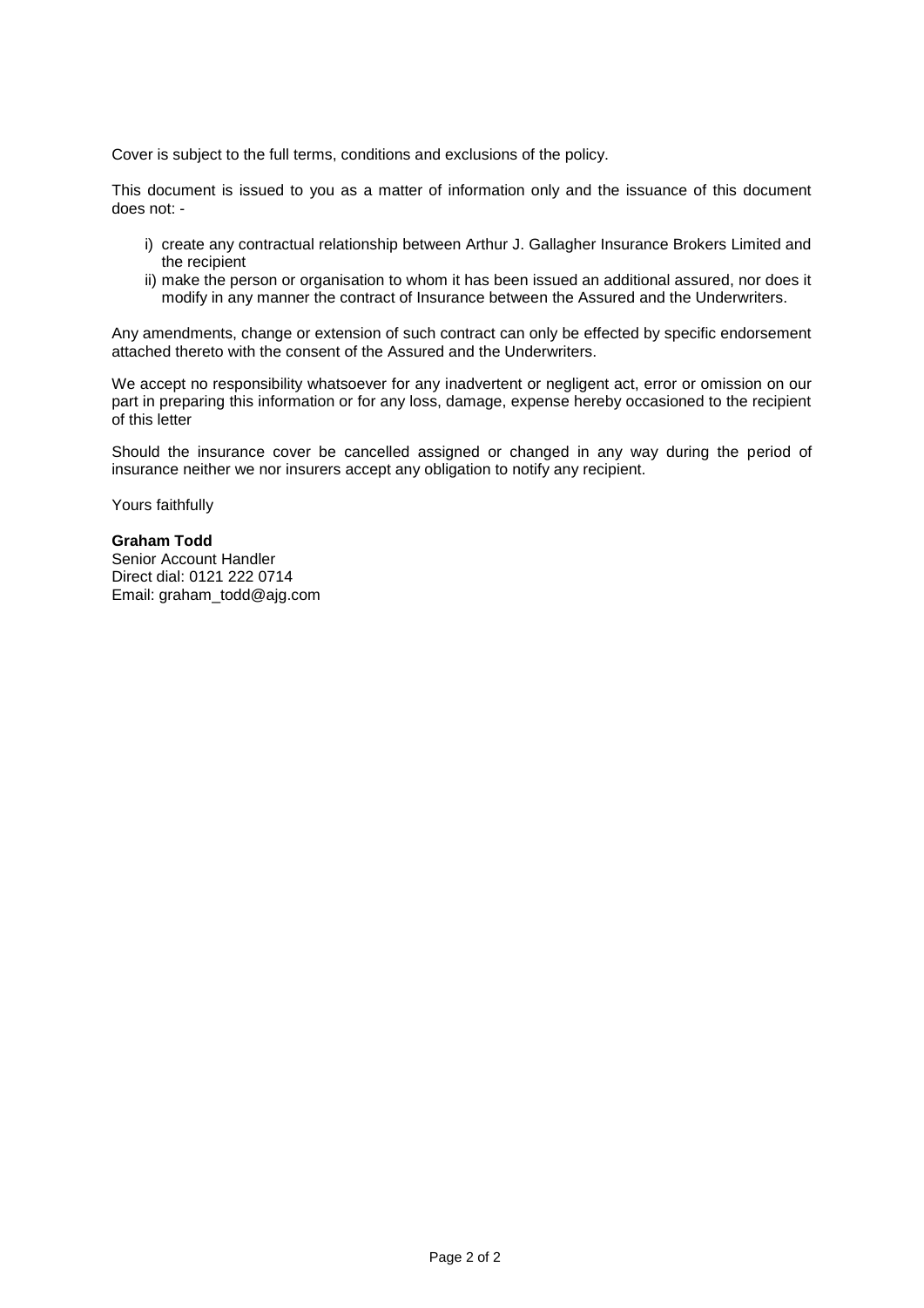Cover is subject to the full terms, conditions and exclusions of the policy.

This document is issued to you as a matter of information only and the issuance of this document does not: -

i) create any contractual relationship between Arthur J. Gallagher Insurance Brokers Limited and the recipient
ii) make the person or organisation to whom it has been issued an additional assured, nor does it modify in any manner the contract of Insurance between the Assured and the Underwriters.

Any amendments, change or extension of such contract can only be effected by specific endorsement attached thereto with the consent of the Assured and the Underwriters.

We accept no responsibility whatsoever for any inadvertent or negligent act, error or omission on our part in preparing this information or for any loss, damage, expense hereby occasioned to the recipient of this letter

Should the insurance cover be cancelled assigned or changed in any way during the period of insurance neither we nor insurers accept any obligation to notify any recipient.

Yours faithfully

**Graham Todd**
Senior Account Handler
Direct dial: 0121 222 0714
Email: graham_todd@ajg.com